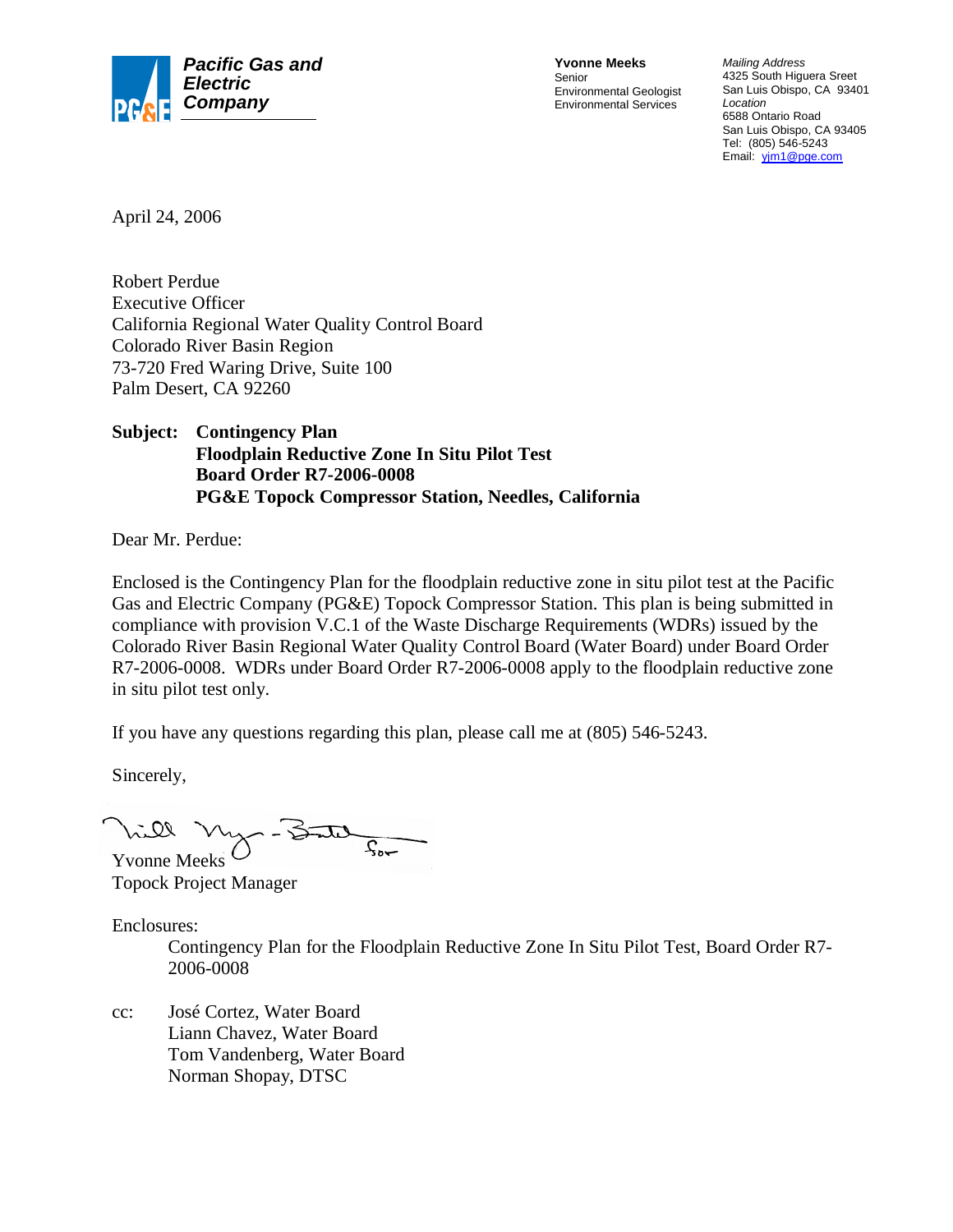**Pacific Gas and Electric Company**

**Yvonne Meeks**
Senior
Environmental Geologist
Environmental Services

*Mailing Address*
4325 South Higuera Sreet
San Luis Obispo, CA 93401
*Location*
6588 Ontario Road
San Luis Obispo, CA 93405
Tel: (805) 546-5243
Email: yjm1@pge.com

April 24, 2006

Robert Perdue
Executive Officer
California Regional Water Quality Control Board
Colorado River Basin Region
73-720 Fred Waring Drive, Suite 100
Palm Desert, CA 92260

**Subject: Contingency Plan**
**Floodplain Reductive Zone In Situ Pilot Test**
**Board Order R7-2006-0008**
**PG&E Topock Compressor Station, Needles, California**

Dear Mr. Perdue:

Enclosed is the Contingency Plan for the floodplain reductive zone in situ pilot test at the Pacific Gas and Electric Company (PG&E) Topock Compressor Station. This plan is being submitted in compliance with provision V.C.1 of the Waste Discharge Requirements (WDRs) issued by the Colorado River Basin Regional Water Quality Control Board (Water Board) under Board Order R7-2006-0008. WDRs under Board Order R7-2006-0008 apply to the floodplain reductive zone in situ pilot test only.

If you have any questions regarding this plan, please call me at (805) 546-5243.

Sincerely,

Yvonne Meeks
Topock Project Manager

Enclosures:
Contingency Plan for the Floodplain Reductive Zone In Situ Pilot Test, Board Order R7-2006-0008

cc: José Cortez, Water Board
Liann Chavez, Water Board
Tom Vandenberg, Water Board
Norman Shopay, DTSC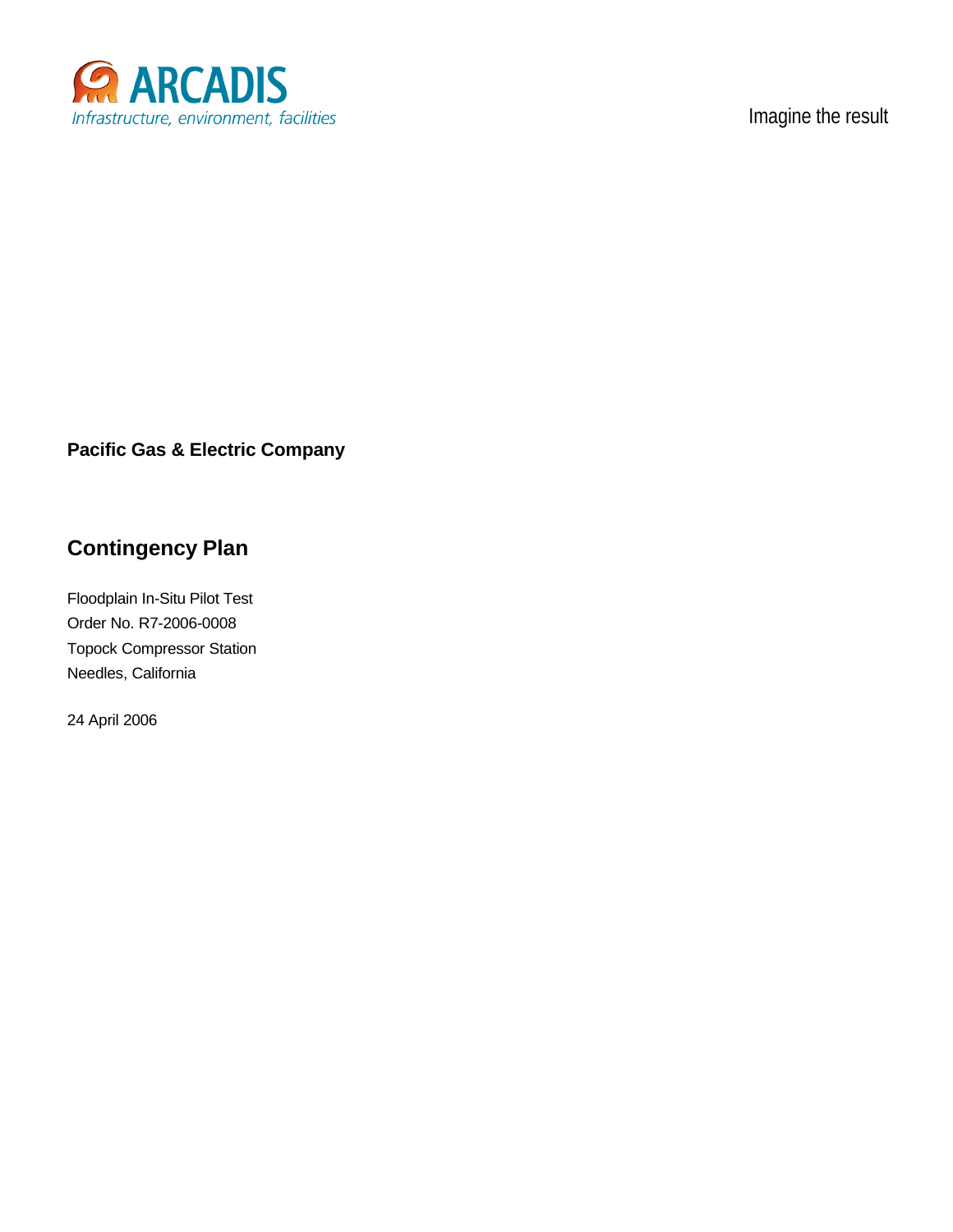ARCADIS

*Infrastructure, environment, facilities*

Imagine the result

**Pacific Gas & Electric Company**

## Contingency Plan

Floodplain In-Situ Pilot Test
Order No. R7-2006-0008
Topock Compressor Station
Needles, California

24 April 2006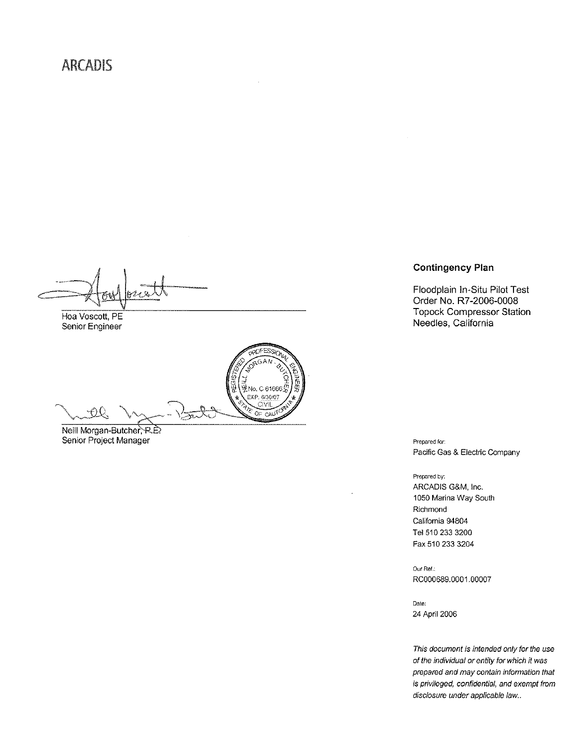ARCADIS

Hoa Voscott, PE
Senior Engineer

Neill Morgan-Butcher, P.E.
Senior Project Manager

PROFESSIONAL ENGINEER
REGISTERED
NEILL MORGAN-BUTCHER
No. C 61866
EXP. 6/30/07
CIVIL
STATE OF CALIFORNIA

**Contingency Plan**

Floodplain In-Situ Pilot Test
Order No. R7-2006-0008
Topock Compressor Station
Needles, California

Prepared for:
Pacific Gas & Electric Company

Prepared by:
ARCADIS G&M, Inc.
1050 Marina Way South
Richmond
California 94804
Tel 510 233 3200
Fax 510 233 3204

Our Ref.:
RC000689.0001.00007

Date:
24 April 2006

*This document is intended only for the use of the individual or entity for which it was prepared and may contain information that is privileged, confidential, and exempt from disclosure under applicable law..*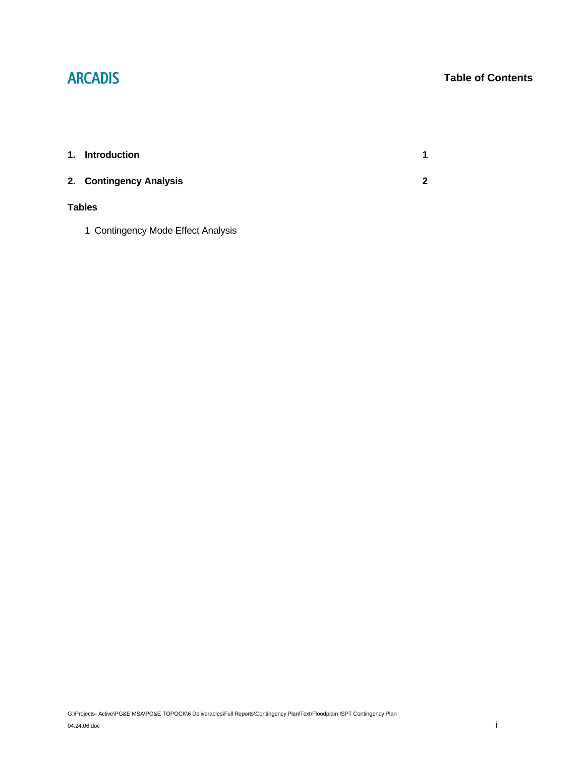# Table of Contents

| | |
|---|---|
| **1. Introduction** | **1** |
| **2. Contingency Analysis** | **2** |

**Tables**

1 Contingency Mode Effect Analysis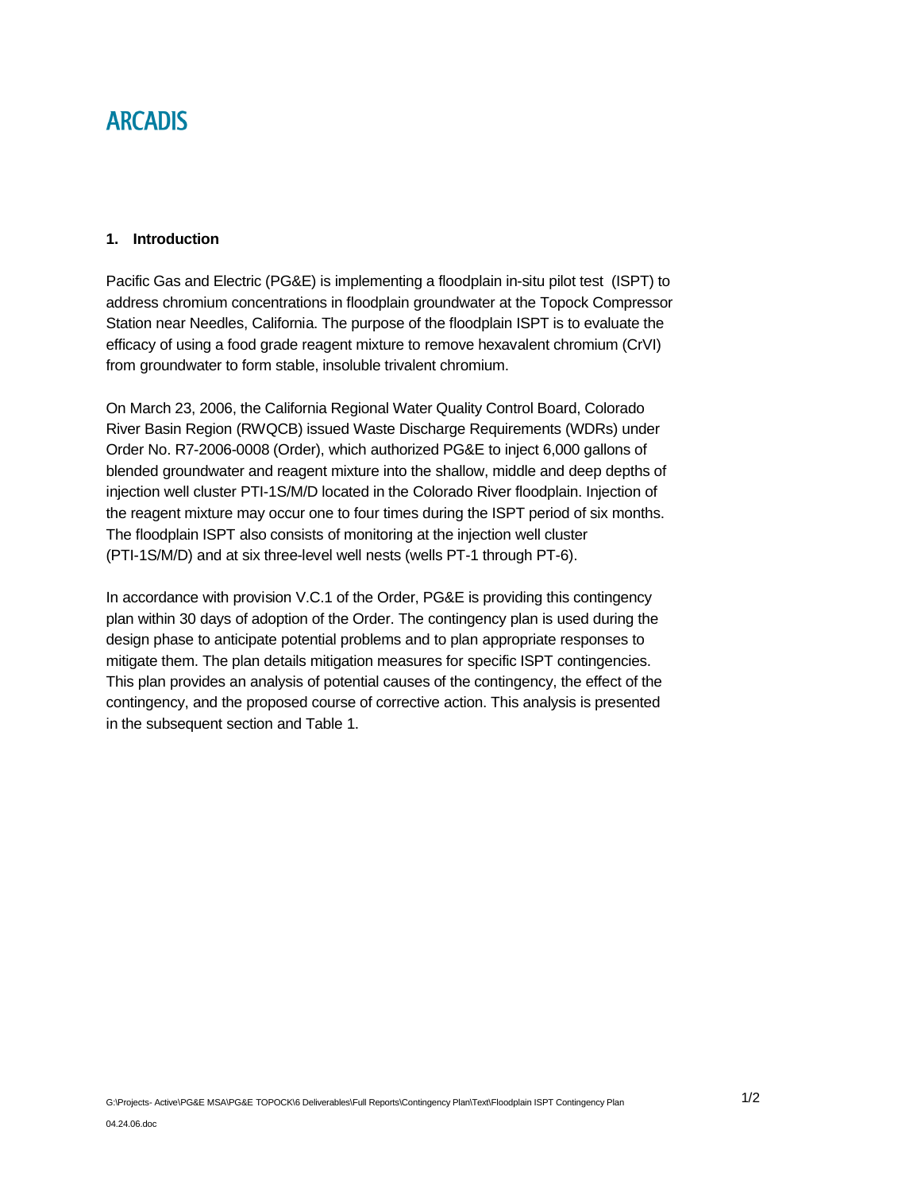## 1. Introduction

Pacific Gas and Electric (PG&E) is implementing a floodplain in-situ pilot test (ISPT) to address chromium concentrations in floodplain groundwater at the Topock Compressor Station near Needles, California. The purpose of the floodplain ISPT is to evaluate the efficacy of using a food grade reagent mixture to remove hexavalent chromium (CrVI) from groundwater to form stable, insoluble trivalent chromium.

On March 23, 2006, the California Regional Water Quality Control Board, Colorado River Basin Region (RWQCB) issued Waste Discharge Requirements (WDRs) under Order No. R7-2006-0008 (Order), which authorized PG&E to inject 6,000 gallons of blended groundwater and reagent mixture into the shallow, middle and deep depths of injection well cluster PTI-1S/M/D located in the Colorado River floodplain. Injection of the reagent mixture may occur one to four times during the ISPT period of six months. The floodplain ISPT also consists of monitoring at the injection well cluster (PTI-1S/M/D) and at six three-level well nests (wells PT-1 through PT-6).

In accordance with provision V.C.1 of the Order, PG&E is providing this contingency plan within 30 days of adoption of the Order. The contingency plan is used during the design phase to anticipate potential problems and to plan appropriate responses to mitigate them. The plan details mitigation measures for specific ISPT contingencies. This plan provides an analysis of potential causes of the contingency, the effect of the contingency, and the proposed course of corrective action. This analysis is presented in the subsequent section and Table 1.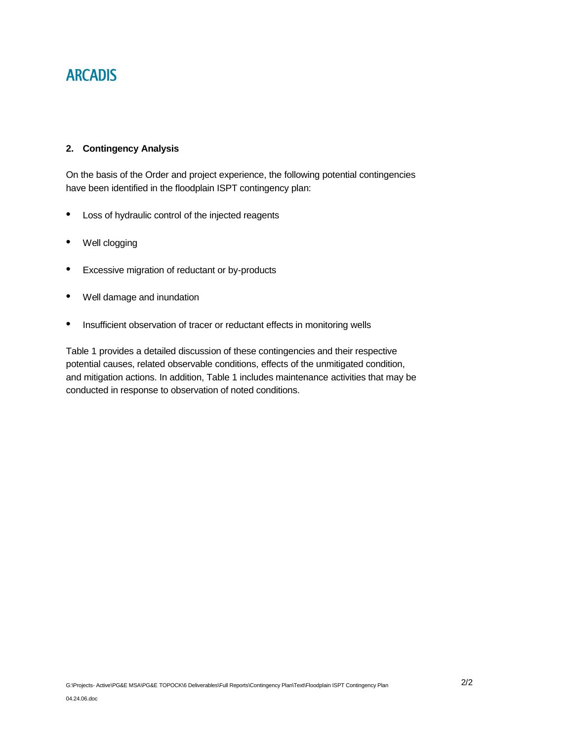## 2. Contingency Analysis

On the basis of the Order and project experience, the following potential contingencies have been identified in the floodplain ISPT contingency plan:

- Loss of hydraulic control of the injected reagents
- Well clogging
- Excessive migration of reductant or by-products
- Well damage and inundation
- Insufficient observation of tracer or reductant effects in monitoring wells

Table 1 provides a detailed discussion of these contingencies and their respective potential causes, related observable conditions, effects of the unmitigated condition, and mitigation actions. In addition, Table 1 includes maintenance activities that may be conducted in response to observation of noted conditions.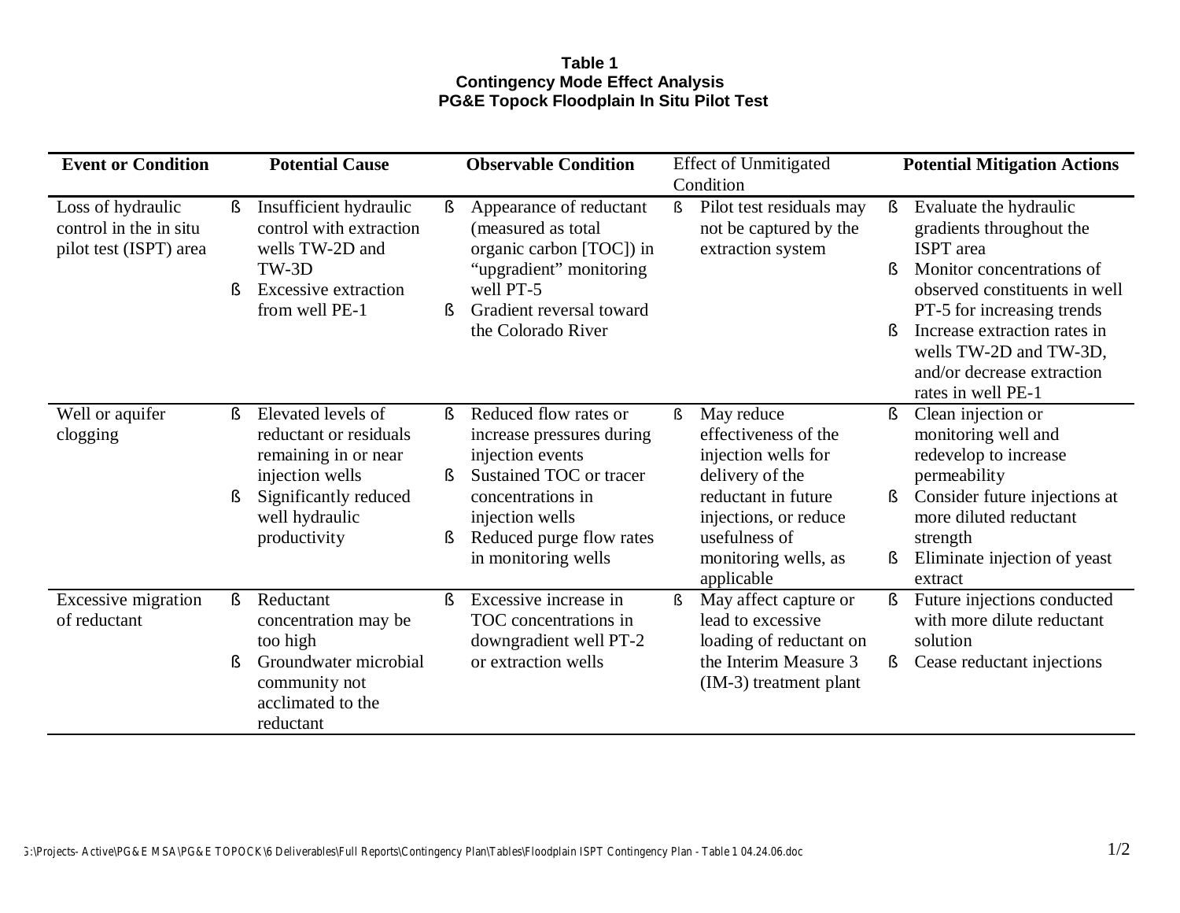**Table 1**
**Contingency Mode Effect Analysis**
**PG&E Topock Floodplain In Situ Pilot Test**

| **Event or Condition** | **Potential Cause** | **Observable Condition** | Effect of Unmitigated Condition | **Potential Mitigation Actions** |
|---|---|---|---|---|
| Loss of hydraulic control in the in situ pilot test (ISPT) area | ▪ Insufficient hydraulic control with extraction wells TW-2D and TW-3D<br>▪ Excessive extraction from well PE-1 | ▪ Appearance of reductant (measured as total organic carbon [TOC]) in "upgradient" monitoring well PT-5<br>▪ Gradient reversal toward the Colorado River | ▪ Pilot test residuals may not be captured by the extraction system | ▪ Evaluate the hydraulic gradients throughout the ISPT area<br>▪ Monitor concentrations of observed constituents in well PT-5 for increasing trends<br>▪ Increase extraction rates in wells TW-2D and TW-3D, and/or decrease extraction rates in well PE-1 |
| Well or aquifer clogging | ▪ Elevated levels of reductant or residuals remaining in or near injection wells<br>▪ Significantly reduced well hydraulic productivity | ▪ Reduced flow rates or increase pressures during injection events<br>▪ Sustained TOC or tracer concentrations in injection wells<br>▪ Reduced purge flow rates in monitoring wells | ▪ May reduce effectiveness of the injection wells for delivery of the reductant in future injections, or reduce usefulness of monitoring wells, as applicable | ▪ Clean injection or monitoring well and redevelop to increase permeability<br>▪ Consider future injections at more diluted reductant strength<br>▪ Eliminate injection of yeast extract |
| Excessive migration of reductant | ▪ Reductant concentration may be too high<br>▪ Groundwater microbial community not acclimated to the reductant | ▪ Excessive increase in TOC concentrations in downgradient well PT-2 or extraction wells | ▪ May affect capture or lead to excessive loading of reductant on the Interim Measure 3 (IM-3) treatment plant | ▪ Future injections conducted with more dilute reductant solution<br>▪ Cease reductant injections |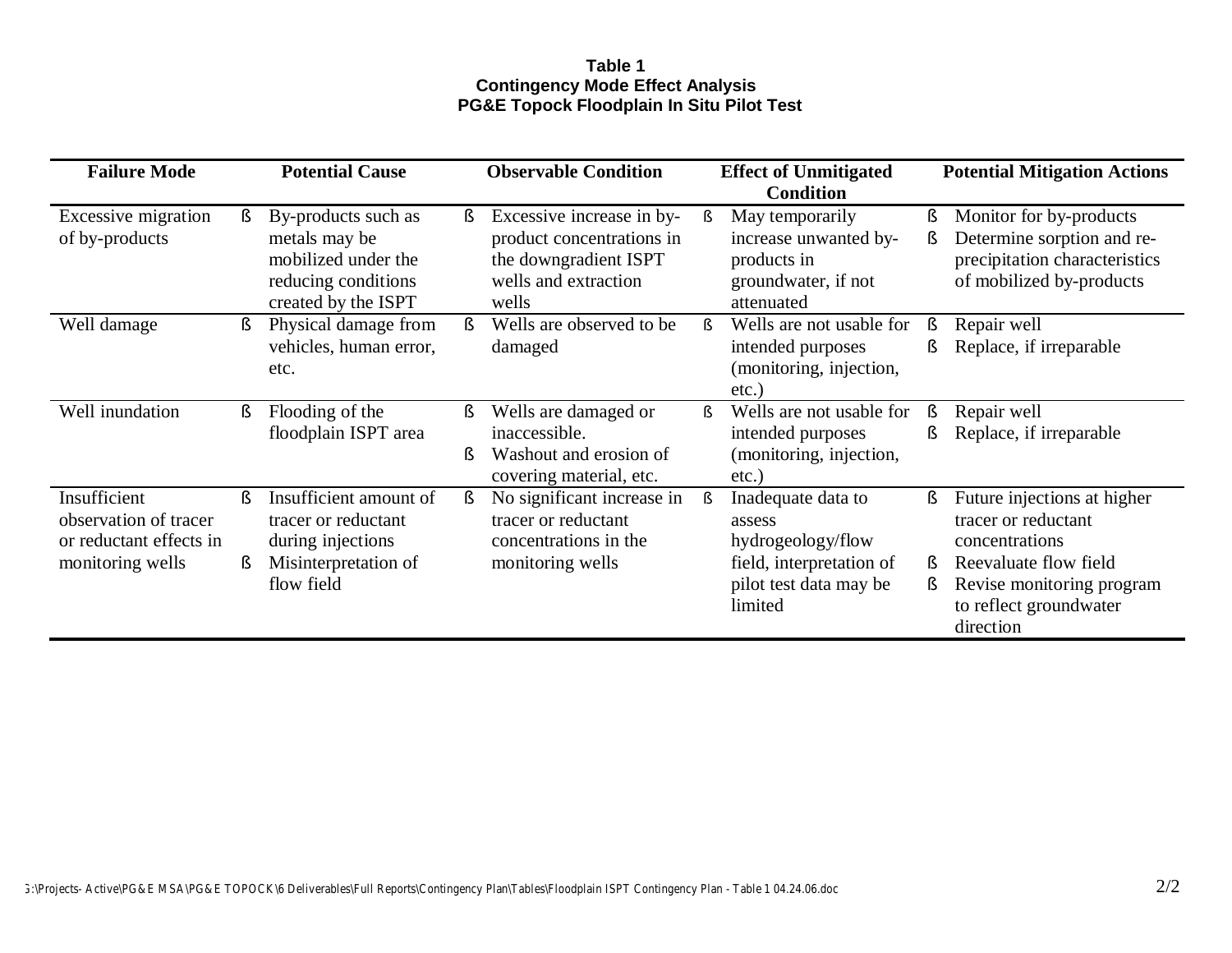**Table 1**
**Contingency Mode Effect Analysis**
**PG&E Topock Floodplain In Situ Pilot Test**

| Failure Mode | Potential Cause | Observable Condition | Effect of Unmitigated Condition | Potential Mitigation Actions |
|---|---|---|---|---|
| Excessive migration of by-products | • By-products such as metals may be mobilized under the reducing conditions created by the ISPT | • Excessive increase in by-product concentrations in the downgradient ISPT wells and extraction wells | • May temporarily increase unwanted by-products in groundwater, if not attenuated | • Monitor for by-products<br>• Determine sorption and re-precipitation characteristics of mobilized by-products |
| Well damage | • Physical damage from vehicles, human error, etc. | • Wells are observed to be damaged | • Wells are not usable for intended purposes (monitoring, injection, etc.) | • Repair well<br>• Replace, if irreparable |
| Well inundation | • Flooding of the floodplain ISPT area | • Wells are damaged or inaccessible.<br>• Washout and erosion of covering material, etc. | • Wells are not usable for intended purposes (monitoring, injection, etc.) | • Repair well<br>• Replace, if irreparable |
| Insufficient observation of tracer or reductant effects in monitoring wells | • Insufficient amount of tracer or reductant during injections<br>• Misinterpretation of flow field | • No significant increase in tracer or reductant concentrations in the monitoring wells | • Inadequate data to assess hydrogeology/flow field, interpretation of pilot test data may be limited | • Future injections at higher tracer or reductant concentrations<br>• Reevaluate flow field<br>• Revise monitoring program to reflect groundwater direction |